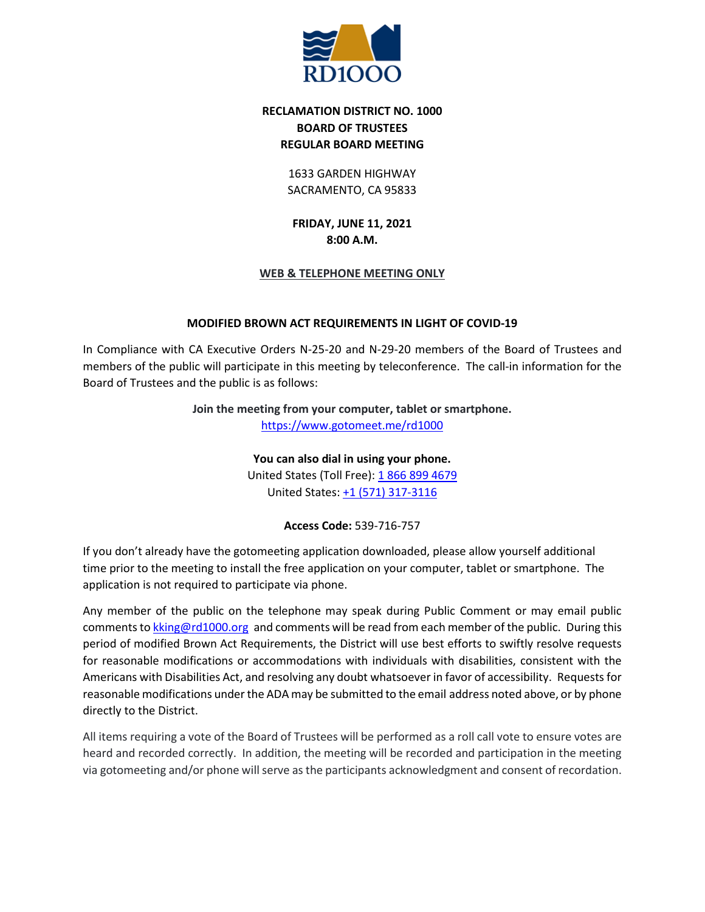RD1000

# RECLAMATION DISTRICT NO. 1000
## BOARD OF TRUSTEES
## REGULAR BOARD MEETING

1633 GARDEN HIGHWAY
SACRAMENTO, CA 95833

**FRIDAY, JUNE 11, 2021**
**8:00 A.M.**

**WEB & TELEPHONE MEETING ONLY**

**MODIFIED BROWN ACT REQUIREMENTS IN LIGHT OF COVID-19**

In Compliance with CA Executive Orders N-25-20 and N-29-20 members of the Board of Trustees and members of the public will participate in this meeting by teleconference. The call-in information for the Board of Trustees and the public is as follows:

**Join the meeting from your computer, tablet or smartphone.**
https://www.gotomeet.me/rd1000

**You can also dial in using your phone.**
United States (Toll Free): 1 866 899 4679
United States: +1 (571) 317-3116

**Access Code:** 539-716-757

If you don't already have the gotomeeting application downloaded, please allow yourself additional time prior to the meeting to install the free application on your computer, tablet or smartphone. The application is not required to participate via phone.

Any member of the public on the telephone may speak during Public Comment or may email public comments to kking@rd1000.org and comments will be read from each member of the public. During this period of modified Brown Act Requirements, the District will use best efforts to swiftly resolve requests for reasonable modifications or accommodations with individuals with disabilities, consistent with the Americans with Disabilities Act, and resolving any doubt whatsoever in favor of accessibility. Requests for reasonable modifications under the ADA may be submitted to the email address noted above, or by phone directly to the District.

All items requiring a vote of the Board of Trustees will be performed as a roll call vote to ensure votes are heard and recorded correctly. In addition, the meeting will be recorded and participation in the meeting via gotomeeting and/or phone will serve as the participants acknowledgment and consent of recordation.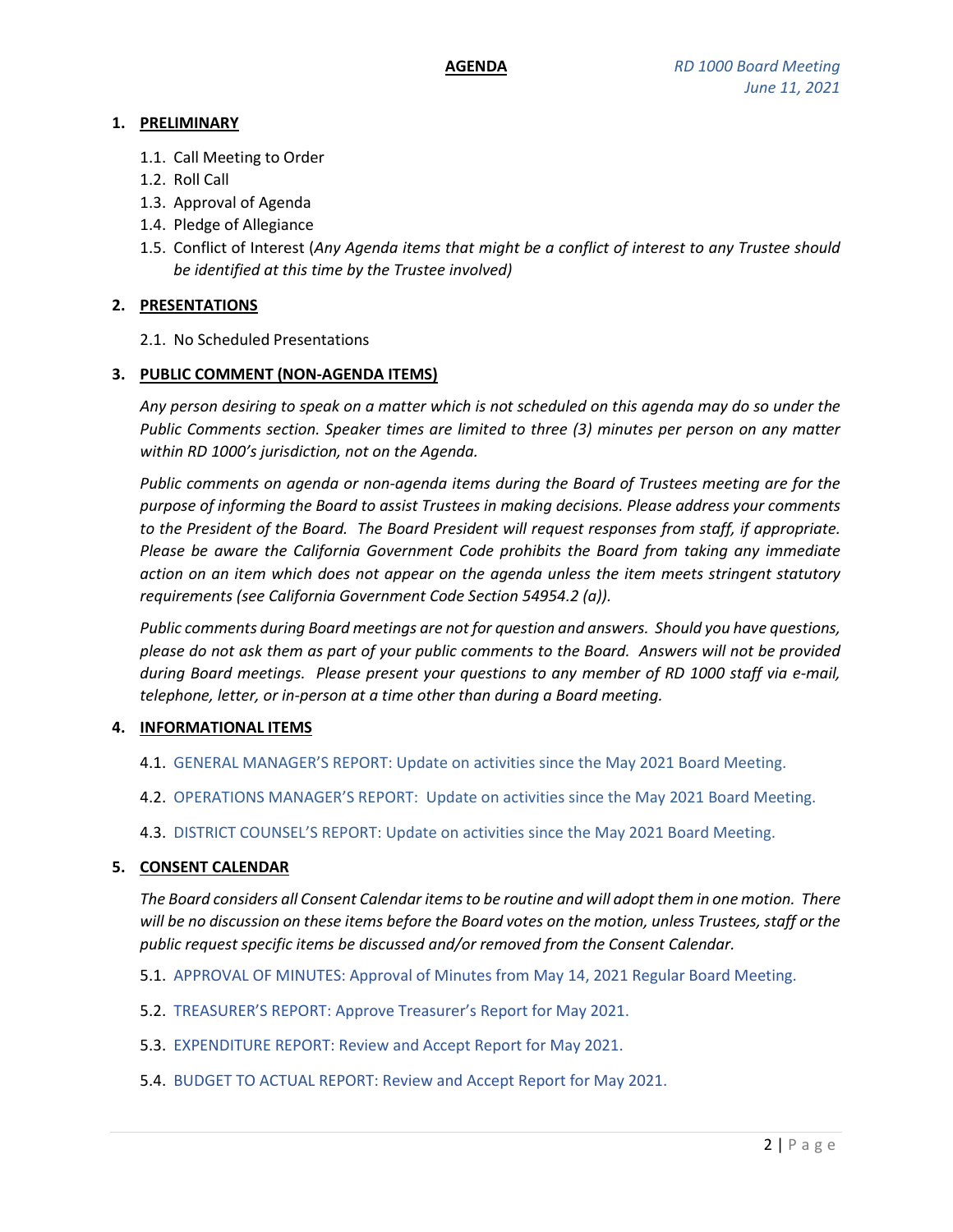**AGENDA** *RD 1000 Board Meeting June 11, 2021*

1. **PRELIMINARY**
   - 1.1. Call Meeting to Order
   - 1.2. Roll Call
   - 1.3. Approval of Agenda
   - 1.4. Pledge of Allegiance
   - 1.5. Conflict of Interest (*Any Agenda items that might be a conflict of interest to any Trustee should be identified at this time by the Trustee involved)*

2. **PRESENTATIONS**
   - 2.1. No Scheduled Presentations

3. **PUBLIC COMMENT (NON-AGENDA ITEMS)**

   *Any person desiring to speak on a matter which is not scheduled on this agenda may do so under the Public Comments section. Speaker times are limited to three (3) minutes per person on any matter within RD 1000's jurisdiction, not on the Agenda.*

   *Public comments on agenda or non-agenda items during the Board of Trustees meeting are for the purpose of informing the Board to assist Trustees in making decisions. Please address your comments to the President of the Board. The Board President will request responses from staff, if appropriate. Please be aware the California Government Code prohibits the Board from taking any immediate action on an item which does not appear on the agenda unless the item meets stringent statutory requirements (see California Government Code Section 54954.2 (a)).*

   *Public comments during Board meetings are not for question and answers. Should you have questions, please do not ask them as part of your public comments to the Board. Answers will not be provided during Board meetings. Please present your questions to any member of RD 1000 staff via e-mail, telephone, letter, or in-person at a time other than during a Board meeting.*

4. **INFORMATIONAL ITEMS**
   - 4.1. GENERAL MANAGER'S REPORT: Update on activities since the May 2021 Board Meeting.
   - 4.2. OPERATIONS MANAGER'S REPORT: Update on activities since the May 2021 Board Meeting.
   - 4.3. DISTRICT COUNSEL'S REPORT: Update on activities since the May 2021 Board Meeting.

5. **CONSENT CALENDAR**

   *The Board considers all Consent Calendar items to be routine and will adopt them in one motion. There will be no discussion on these items before the Board votes on the motion, unless Trustees, staff or the public request specific items be discussed and/or removed from the Consent Calendar.*

   - 5.1. APPROVAL OF MINUTES: Approval of Minutes from May 14, 2021 Regular Board Meeting.
   - 5.2. TREASURER'S REPORT: Approve Treasurer's Report for May 2021.
   - 5.3. EXPENDITURE REPORT: Review and Accept Report for May 2021.
   - 5.4. BUDGET TO ACTUAL REPORT: Review and Accept Report for May 2021.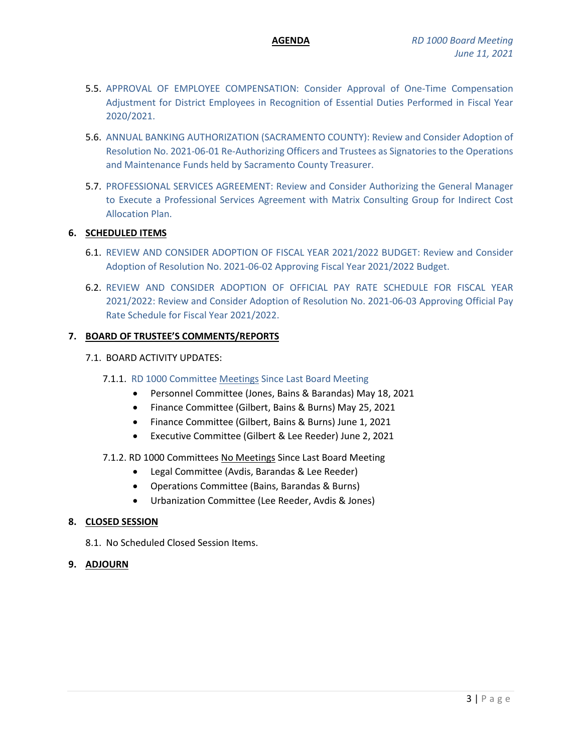5.5. APPROVAL OF EMPLOYEE COMPENSATION: Consider Approval of One-Time Compensation Adjustment for District Employees in Recognition of Essential Duties Performed in Fiscal Year 2020/2021.

5.6. ANNUAL BANKING AUTHORIZATION (SACRAMENTO COUNTY): Review and Consider Adoption of Resolution No. 2021-06-01 Re-Authorizing Officers and Trustees as Signatories to the Operations and Maintenance Funds held by Sacramento County Treasurer.

5.7. PROFESSIONAL SERVICES AGREEMENT: Review and Consider Authorizing the General Manager to Execute a Professional Services Agreement with Matrix Consulting Group for Indirect Cost Allocation Plan.

## 6. SCHEDULED ITEMS

6.1. REVIEW AND CONSIDER ADOPTION OF FISCAL YEAR 2021/2022 BUDGET: Review and Consider Adoption of Resolution No. 2021-06-02 Approving Fiscal Year 2021/2022 Budget.

6.2. REVIEW AND CONSIDER ADOPTION OF OFFICIAL PAY RATE SCHEDULE FOR FISCAL YEAR 2021/2022: Review and Consider Adoption of Resolution No. 2021-06-03 Approving Official Pay Rate Schedule for Fiscal Year 2021/2022.

## 7. BOARD OF TRUSTEE'S COMMENTS/REPORTS

7.1. BOARD ACTIVITY UPDATES:

7.1.1. RD 1000 Committee Meetings Since Last Board Meeting

- Personnel Committee (Jones, Bains & Barandas) May 18, 2021
- Finance Committee (Gilbert, Bains & Burns) May 25, 2021
- Finance Committee (Gilbert, Bains & Burns) June 1, 2021
- Executive Committee (Gilbert & Lee Reeder) June 2, 2021

7.1.2. RD 1000 Committees No Meetings Since Last Board Meeting

- Legal Committee (Avdis, Barandas & Lee Reeder)
- Operations Committee (Bains, Barandas & Burns)
- Urbanization Committee (Lee Reeder, Avdis & Jones)

## 8. CLOSED SESSION

8.1. No Scheduled Closed Session Items.

## 9. ADJOURN